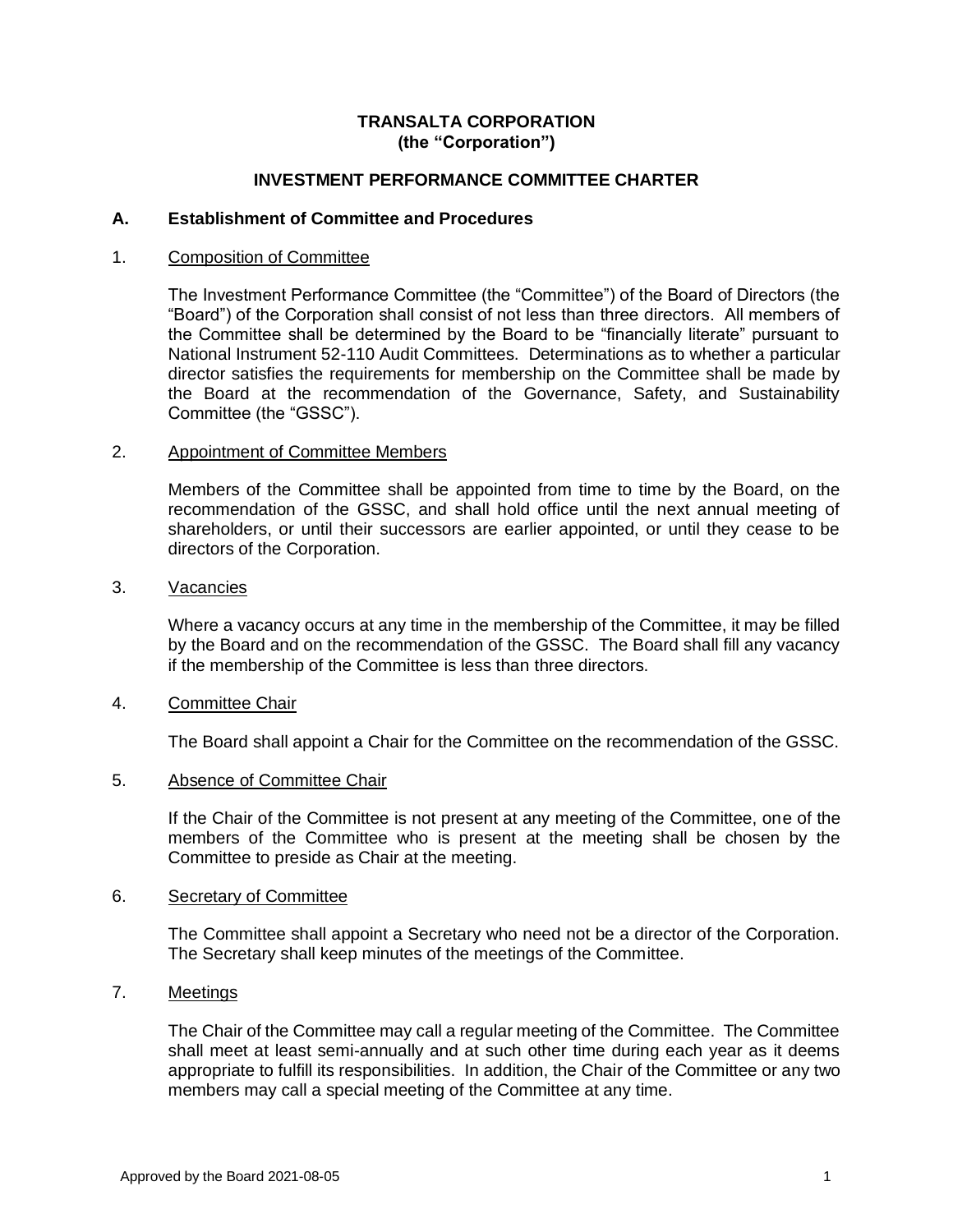# TRANSALTA CORPORATION
# (the "Corporation")

## INVESTMENT PERFORMANCE COMMITTEE CHARTER

### A. Establishment of Committee and Procedures

1. Composition of Committee

   The Investment Performance Committee (the "Committee") of the Board of Directors (the "Board") of the Corporation shall consist of not less than three directors. All members of the Committee shall be determined by the Board to be "financially literate" pursuant to National Instrument 52-110 Audit Committees. Determinations as to whether a particular director satisfies the requirements for membership on the Committee shall be made by the Board at the recommendation of the Governance, Safety, and Sustainability Committee (the "GSSC").

2. Appointment of Committee Members

   Members of the Committee shall be appointed from time to time by the Board, on the recommendation of the GSSC, and shall hold office until the next annual meeting of shareholders, or until their successors are earlier appointed, or until they cease to be directors of the Corporation.

3. Vacancies

   Where a vacancy occurs at any time in the membership of the Committee, it may be filled by the Board and on the recommendation of the GSSC. The Board shall fill any vacancy if the membership of the Committee is less than three directors.

4. Committee Chair

   The Board shall appoint a Chair for the Committee on the recommendation of the GSSC.

5. Absence of Committee Chair

   If the Chair of the Committee is not present at any meeting of the Committee, one of the members of the Committee who is present at the meeting shall be chosen by the Committee to preside as Chair at the meeting.

6. Secretary of Committee

   The Committee shall appoint a Secretary who need not be a director of the Corporation. The Secretary shall keep minutes of the meetings of the Committee.

7. Meetings

   The Chair of the Committee may call a regular meeting of the Committee. The Committee shall meet at least semi-annually and at such other time during each year as it deems appropriate to fulfill its responsibilities. In addition, the Chair of the Committee or any two members may call a special meeting of the Committee at any time.

Approved by the Board 2021-08-05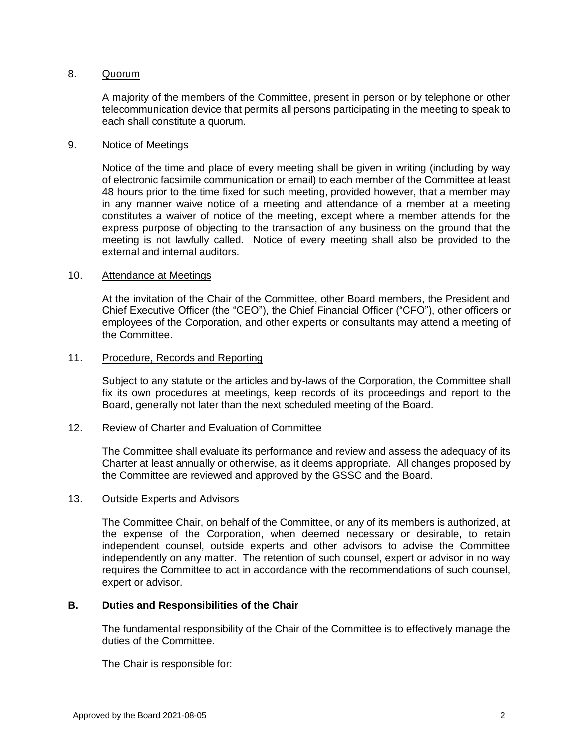8. Quorum

A majority of the members of the Committee, present in person or by telephone or other telecommunication device that permits all persons participating in the meeting to speak to each shall constitute a quorum.

9. Notice of Meetings

Notice of the time and place of every meeting shall be given in writing (including by way of electronic facsimile communication or email) to each member of the Committee at least 48 hours prior to the time fixed for such meeting, provided however, that a member may in any manner waive notice of a meeting and attendance of a member at a meeting constitutes a waiver of notice of the meeting, except where a member attends for the express purpose of objecting to the transaction of any business on the ground that the meeting is not lawfully called. Notice of every meeting shall also be provided to the external and internal auditors.

10. Attendance at Meetings

At the invitation of the Chair of the Committee, other Board members, the President and Chief Executive Officer (the "CEO"), the Chief Financial Officer ("CFO"), other officers or employees of the Corporation, and other experts or consultants may attend a meeting of the Committee.

11. Procedure, Records and Reporting

Subject to any statute or the articles and by-laws of the Corporation, the Committee shall fix its own procedures at meetings, keep records of its proceedings and report to the Board, generally not later than the next scheduled meeting of the Board.

12. Review of Charter and Evaluation of Committee

The Committee shall evaluate its performance and review and assess the adequacy of its Charter at least annually or otherwise, as it deems appropriate. All changes proposed by the Committee are reviewed and approved by the GSSC and the Board.

13. Outside Experts and Advisors

The Committee Chair, on behalf of the Committee, or any of its members is authorized, at the expense of the Corporation, when deemed necessary or desirable, to retain independent counsel, outside experts and other advisors to advise the Committee independently on any matter. The retention of such counsel, expert or advisor in no way requires the Committee to act in accordance with the recommendations of such counsel, expert or advisor.

## B. Duties and Responsibilities of the Chair

The fundamental responsibility of the Chair of the Committee is to effectively manage the duties of the Committee.

The Chair is responsible for:

Approved by the Board 2021-08-05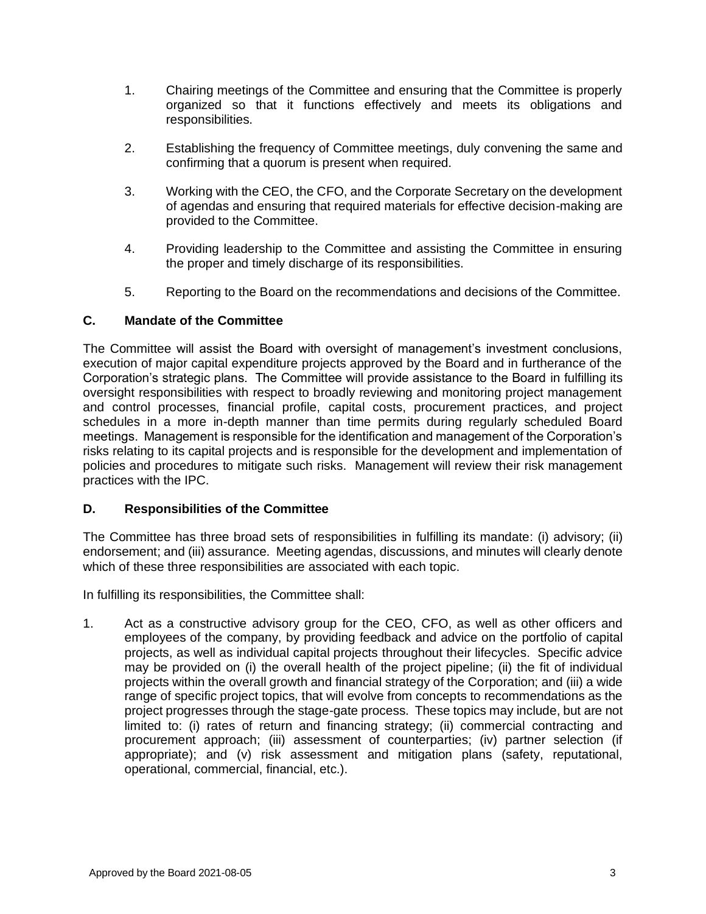1. Chairing meetings of the Committee and ensuring that the Committee is properly organized so that it functions effectively and meets its obligations and responsibilities.

2. Establishing the frequency of Committee meetings, duly convening the same and confirming that a quorum is present when required.

3. Working with the CEO, the CFO, and the Corporate Secretary on the development of agendas and ensuring that required materials for effective decision-making are provided to the Committee.

4. Providing leadership to the Committee and assisting the Committee in ensuring the proper and timely discharge of its responsibilities.

5. Reporting to the Board on the recommendations and decisions of the Committee.

## C. Mandate of the Committee

The Committee will assist the Board with oversight of management's investment conclusions, execution of major capital expenditure projects approved by the Board and in furtherance of the Corporation's strategic plans. The Committee will provide assistance to the Board in fulfilling its oversight responsibilities with respect to broadly reviewing and monitoring project management and control processes, financial profile, capital costs, procurement practices, and project schedules in a more in-depth manner than time permits during regularly scheduled Board meetings. Management is responsible for the identification and management of the Corporation's risks relating to its capital projects and is responsible for the development and implementation of policies and procedures to mitigate such risks. Management will review their risk management practices with the IPC.

## D. Responsibilities of the Committee

The Committee has three broad sets of responsibilities in fulfilling its mandate: (i) advisory; (ii) endorsement; and (iii) assurance. Meeting agendas, discussions, and minutes will clearly denote which of these three responsibilities are associated with each topic.

In fulfilling its responsibilities, the Committee shall:

1. Act as a constructive advisory group for the CEO, CFO, as well as other officers and employees of the company, by providing feedback and advice on the portfolio of capital projects, as well as individual capital projects throughout their lifecycles. Specific advice may be provided on (i) the overall health of the project pipeline; (ii) the fit of individual projects within the overall growth and financial strategy of the Corporation; and (iii) a wide range of specific project topics, that will evolve from concepts to recommendations as the project progresses through the stage-gate process. These topics may include, but are not limited to: (i) rates of return and financing strategy; (ii) commercial contracting and procurement approach; (iii) assessment of counterparties; (iv) partner selection (if appropriate); and (v) risk assessment and mitigation plans (safety, reputational, operational, commercial, financial, etc.).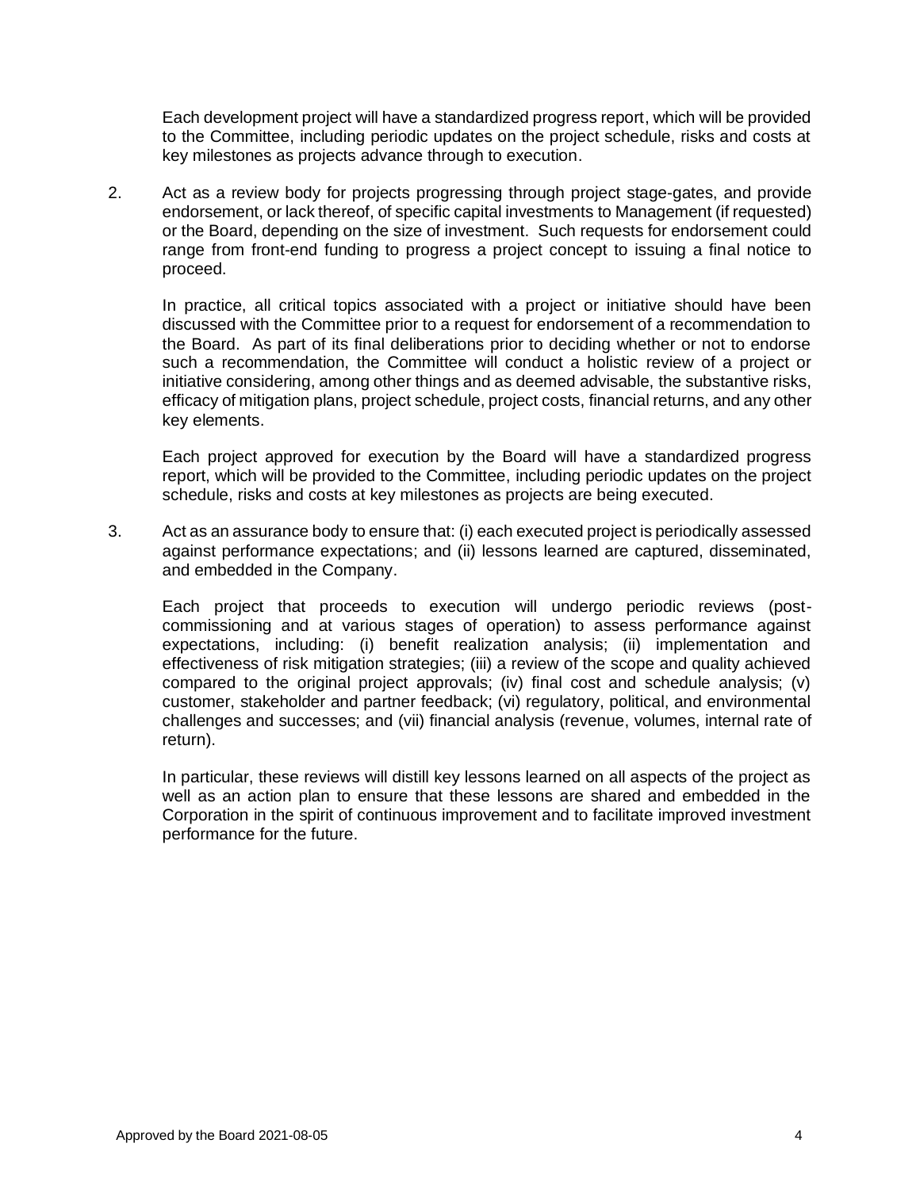Each development project will have a standardized progress report, which will be provided to the Committee, including periodic updates on the project schedule, risks and costs at key milestones as projects advance through to execution.

2. Act as a review body for projects progressing through project stage-gates, and provide endorsement, or lack thereof, of specific capital investments to Management (if requested) or the Board, depending on the size of investment. Such requests for endorsement could range from front-end funding to progress a project concept to issuing a final notice to proceed.

   In practice, all critical topics associated with a project or initiative should have been discussed with the Committee prior to a request for endorsement of a recommendation to the Board. As part of its final deliberations prior to deciding whether or not to endorse such a recommendation, the Committee will conduct a holistic review of a project or initiative considering, among other things and as deemed advisable, the substantive risks, efficacy of mitigation plans, project schedule, project costs, financial returns, and any other key elements.

   Each project approved for execution by the Board will have a standardized progress report, which will be provided to the Committee, including periodic updates on the project schedule, risks and costs at key milestones as projects are being executed.

3. Act as an assurance body to ensure that: (i) each executed project is periodically assessed against performance expectations; and (ii) lessons learned are captured, disseminated, and embedded in the Company.

   Each project that proceeds to execution will undergo periodic reviews (post-commissioning and at various stages of operation) to assess performance against expectations, including: (i) benefit realization analysis; (ii) implementation and effectiveness of risk mitigation strategies; (iii) a review of the scope and quality achieved compared to the original project approvals; (iv) final cost and schedule analysis; (v) customer, stakeholder and partner feedback; (vi) regulatory, political, and environmental challenges and successes; and (vii) financial analysis (revenue, volumes, internal rate of return).

   In particular, these reviews will distill key lessons learned on all aspects of the project as well as an action plan to ensure that these lessons are shared and embedded in the Corporation in the spirit of continuous improvement and to facilitate improved investment performance for the future.

Approved by the Board 2021-08-05